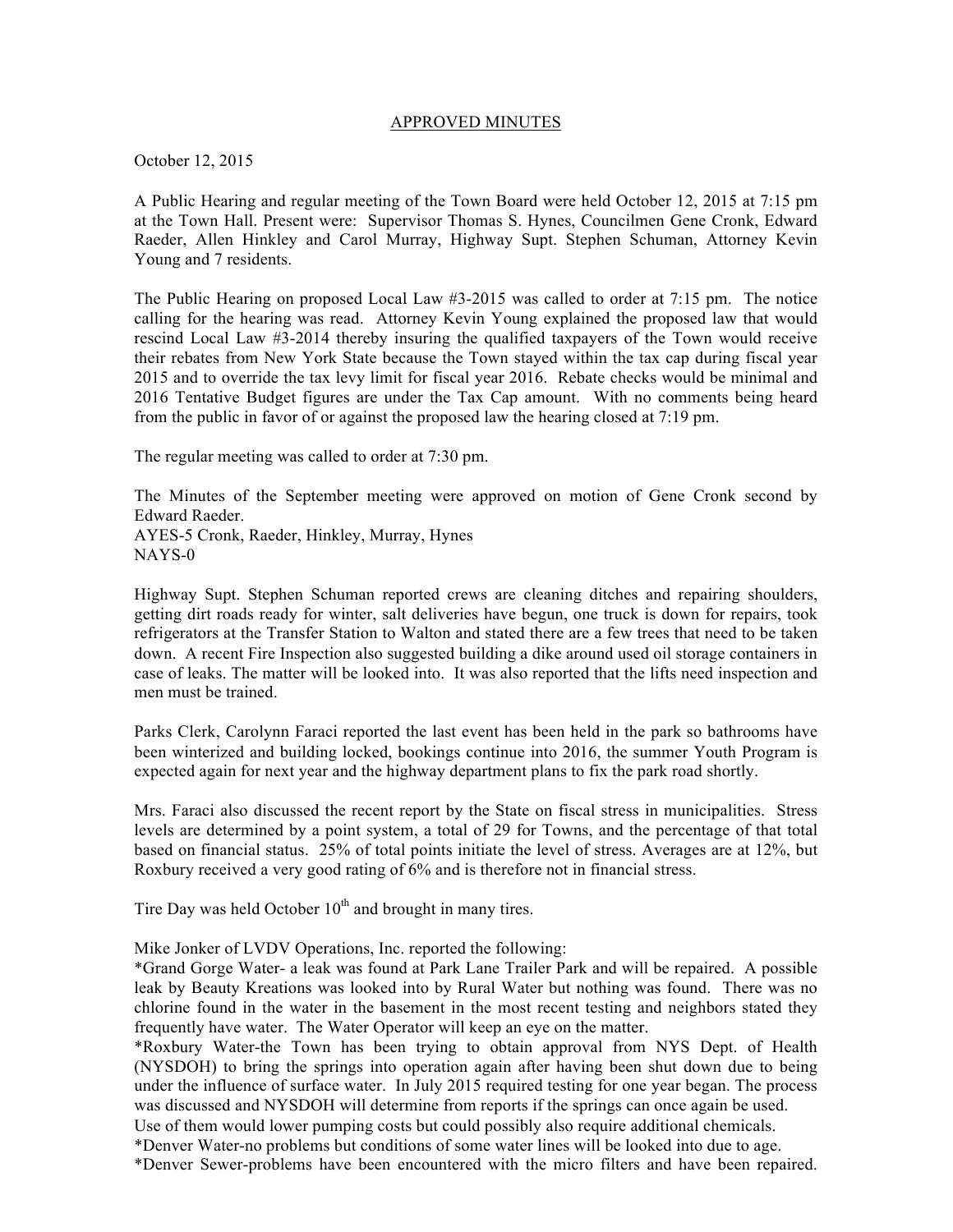<u>APPROVED MINUTES</u>

October 12, 2015

A Public Hearing and regular meeting of the Town Board were held October 12, 2015 at 7:15 pm at the Town Hall. Present were: Supervisor Thomas S. Hynes, Councilmen Gene Cronk, Edward Raeder, Allen Hinkley and Carol Murray, Highway Supt. Stephen Schuman, Attorney Kevin Young and 7 residents.

The Public Hearing on proposed Local Law #3-2015 was called to order at 7:15 pm. The notice calling for the hearing was read. Attorney Kevin Young explained the proposed law that would rescind Local Law #3-2014 thereby insuring the qualified taxpayers of the Town would receive their rebates from New York State because the Town stayed within the tax cap during fiscal year 2015 and to override the tax levy limit for fiscal year 2016. Rebate checks would be minimal and 2016 Tentative Budget figures are under the Tax Cap amount. With no comments being heard from the public in favor of or against the proposed law the hearing closed at 7:19 pm.

The regular meeting was called to order at 7:30 pm.

The Minutes of the September meeting were approved on motion of Gene Cronk second by Edward Raeder.
AYES-5 Cronk, Raeder, Hinkley, Murray, Hynes
NAYS-0

Highway Supt. Stephen Schuman reported crews are cleaning ditches and repairing shoulders, getting dirt roads ready for winter, salt deliveries have begun, one truck is down for repairs, took refrigerators at the Transfer Station to Walton and stated there are a few trees that need to be taken down. A recent Fire Inspection also suggested building a dike around used oil storage containers in case of leaks. The matter will be looked into. It was also reported that the lifts need inspection and men must be trained.

Parks Clerk, Carolynn Faraci reported the last event has been held in the park so bathrooms have been winterized and building locked, bookings continue into 2016, the summer Youth Program is expected again for next year and the highway department plans to fix the park road shortly.

Mrs. Faraci also discussed the recent report by the State on fiscal stress in municipalities. Stress levels are determined by a point system, a total of 29 for Towns, and the percentage of that total based on financial status. 25% of total points initiate the level of stress. Averages are at 12%, but Roxbury received a very good rating of 6% and is therefore not in financial stress.

Tire Day was held October 10th and brought in many tires.

Mike Jonker of LVDV Operations, Inc. reported the following:
*Grand Gorge Water- a leak was found at Park Lane Trailer Park and will be repaired. A possible leak by Beauty Kreations was looked into by Rural Water but nothing was found. There was no chlorine found in the water in the basement in the most recent testing and neighbors stated they frequently have water. The Water Operator will keep an eye on the matter.
*Roxbury Water-the Town has been trying to obtain approval from NYS Dept. of Health (NYSDOH) to bring the springs into operation again after having been shut down due to being under the influence of surface water. In July 2015 required testing for one year began. The process was discussed and NYSDOH will determine from reports if the springs can once again be used.
Use of them would lower pumping costs but could possibly also require additional chemicals.
*Denver Water-no problems but conditions of some water lines will be looked into due to age.
*Denver Sewer-problems have been encountered with the micro filters and have been repaired.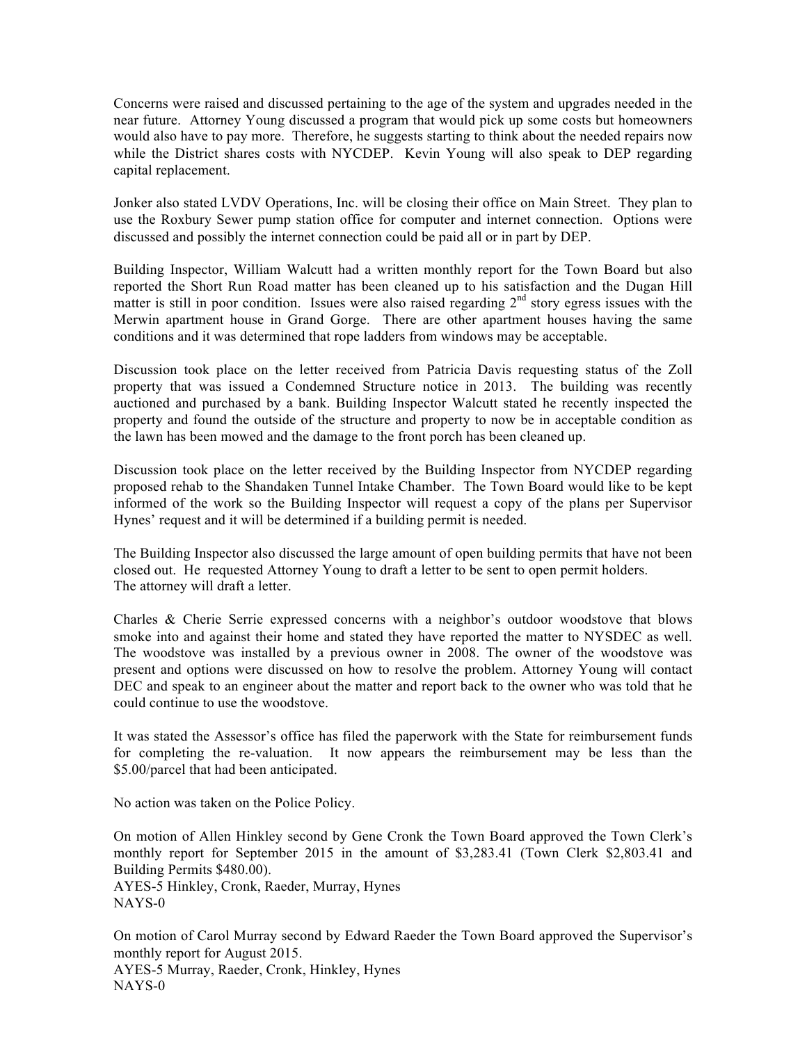Concerns were raised and discussed pertaining to the age of the system and upgrades needed in the near future. Attorney Young discussed a program that would pick up some costs but homeowners would also have to pay more. Therefore, he suggests starting to think about the needed repairs now while the District shares costs with NYCDEP. Kevin Young will also speak to DEP regarding capital replacement.

Jonker also stated LVDV Operations, Inc. will be closing their office on Main Street. They plan to use the Roxbury Sewer pump station office for computer and internet connection. Options were discussed and possibly the internet connection could be paid all or in part by DEP.

Building Inspector, William Walcutt had a written monthly report for the Town Board but also reported the Short Run Road matter has been cleaned up to his satisfaction and the Dugan Hill matter is still in poor condition. Issues were also raised regarding 2nd story egress issues with the Merwin apartment house in Grand Gorge. There are other apartment houses having the same conditions and it was determined that rope ladders from windows may be acceptable.

Discussion took place on the letter received from Patricia Davis requesting status of the Zoll property that was issued a Condemned Structure notice in 2013. The building was recently auctioned and purchased by a bank. Building Inspector Walcutt stated he recently inspected the property and found the outside of the structure and property to now be in acceptable condition as the lawn has been mowed and the damage to the front porch has been cleaned up.

Discussion took place on the letter received by the Building Inspector from NYCDEP regarding proposed rehab to the Shandaken Tunnel Intake Chamber. The Town Board would like to be kept informed of the work so the Building Inspector will request a copy of the plans per Supervisor Hynes' request and it will be determined if a building permit is needed.

The Building Inspector also discussed the large amount of open building permits that have not been closed out. He requested Attorney Young to draft a letter to be sent to open permit holders. The attorney will draft a letter.

Charles & Cherie Serrie expressed concerns with a neighbor's outdoor woodstove that blows smoke into and against their home and stated they have reported the matter to NYSDEC as well. The woodstove was installed by a previous owner in 2008. The owner of the woodstove was present and options were discussed on how to resolve the problem. Attorney Young will contact DEC and speak to an engineer about the matter and report back to the owner who was told that he could continue to use the woodstove.

It was stated the Assessor's office has filed the paperwork with the State for reimbursement funds for completing the re-valuation. It now appears the reimbursement may be less than the $5.00/parcel that had been anticipated.

No action was taken on the Police Policy.

On motion of Allen Hinkley second by Gene Cronk the Town Board approved the Town Clerk's monthly report for September 2015 in the amount of $3,283.41 (Town Clerk $2,803.41 and Building Permits $480.00).
AYES-5 Hinkley, Cronk, Raeder, Murray, Hynes
NAYS-0

On motion of Carol Murray second by Edward Raeder the Town Board approved the Supervisor's monthly report for August 2015.
AYES-5 Murray, Raeder, Cronk, Hinkley, Hynes
NAYS-0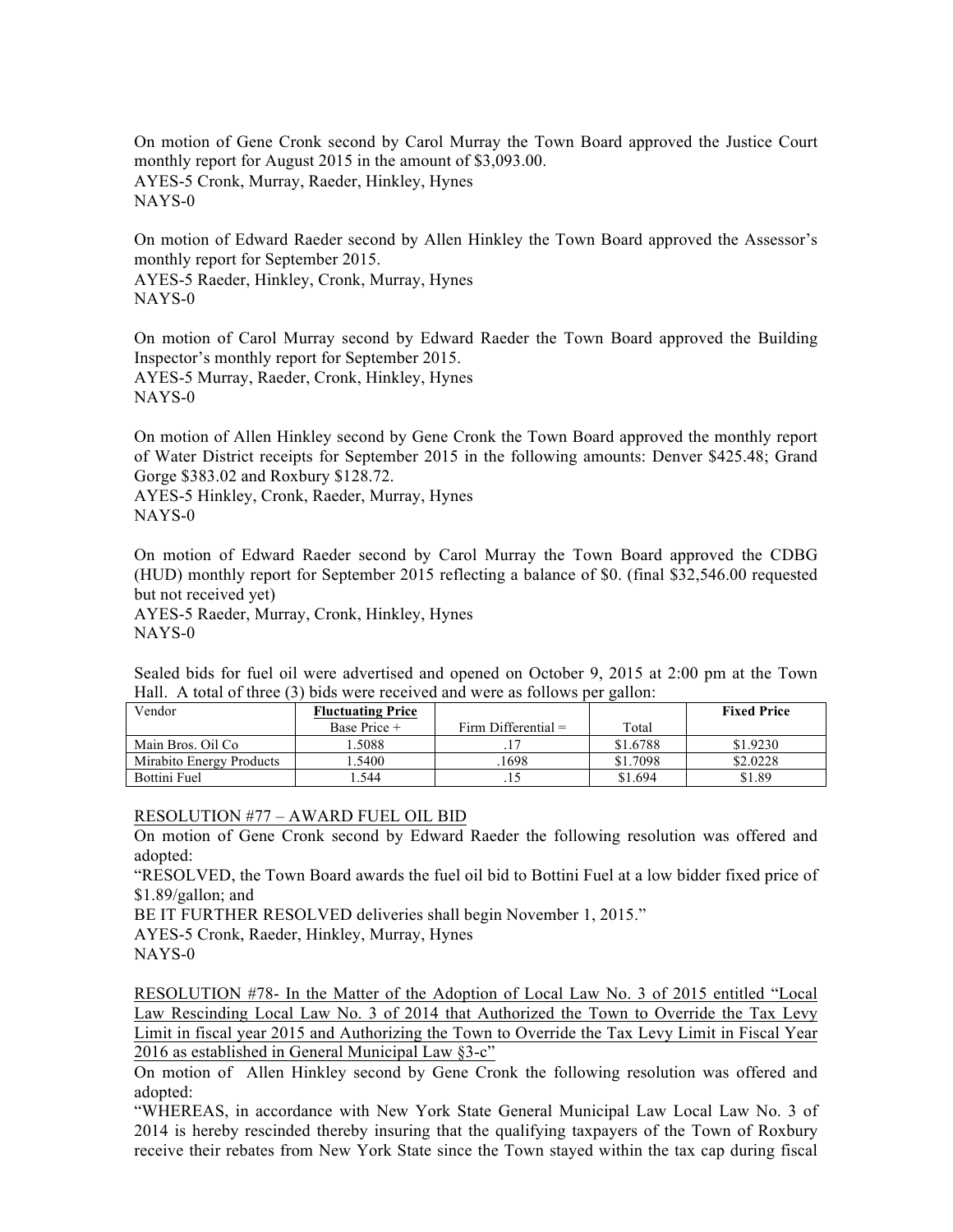On motion of Gene Cronk second by Carol Murray the Town Board approved the Justice Court monthly report for August 2015 in the amount of $3,093.00.
AYES-5 Cronk, Murray, Raeder, Hinkley, Hynes
NAYS-0

On motion of Edward Raeder second by Allen Hinkley the Town Board approved the Assessor's monthly report for September 2015.
AYES-5 Raeder, Hinkley, Cronk, Murray, Hynes
NAYS-0

On motion of Carol Murray second by Edward Raeder the Town Board approved the Building Inspector's monthly report for September 2015.
AYES-5 Murray, Raeder, Cronk, Hinkley, Hynes
NAYS-0

On motion of Allen Hinkley second by Gene Cronk the Town Board approved the monthly report of Water District receipts for September 2015 in the following amounts: Denver $425.48; Grand Gorge $383.02 and Roxbury $128.72.
AYES-5 Hinkley, Cronk, Raeder, Murray, Hynes
NAYS-0

On motion of Edward Raeder second by Carol Murray the Town Board approved the CDBG (HUD) monthly report for September 2015 reflecting a balance of $0. (final $32,546.00 requested but not received yet)
AYES-5 Raeder, Murray, Cronk, Hinkley, Hynes
NAYS-0

Sealed bids for fuel oil were advertised and opened on October 9, 2015 at 2:00 pm at the Town Hall. A total of three (3) bids were received and were as follows per gallon:

| Vendor | **Fluctuating Price** | | | **Fixed Price** |
|---|---|---|---|---|
| | Base Price + | Firm Differential = | Total | |
| Main Bros. Oil Co | 1.5088 | .17 | $1.6788 | $1.9230 |
| Mirabito Energy Products | 1.5400 | .1698 | $1.7098 | $2.0228 |
| Bottini Fuel | 1.544 | .15 | $1.694 | $1.89 |

<u>RESOLUTION #77 – AWARD FUEL OIL BID</u>
On motion of Gene Cronk second by Edward Raeder the following resolution was offered and adopted:
"RESOLVED, the Town Board awards the fuel oil bid to Bottini Fuel at a low bidder fixed price of $1.89/gallon; and
BE IT FURTHER RESOLVED deliveries shall begin November 1, 2015."
AYES-5 Cronk, Raeder, Hinkley, Murray, Hynes
NAYS-0

<u>RESOLUTION #78- In the Matter of the Adoption of Local Law No. 3 of 2015 entitled "Local Law Rescinding Local Law No. 3 of 2014 that Authorized the Town to Override the Tax Levy Limit in fiscal year 2015 and Authorizing the Town to Override the Tax Levy Limit in Fiscal Year 2016 as established in General Municipal Law §3-c"</u>
On motion of Allen Hinkley second by Gene Cronk the following resolution was offered and adopted:
"WHEREAS, in accordance with New York State General Municipal Law Local Law No. 3 of 2014 is hereby rescinded thereby insuring that the qualifying taxpayers of the Town of Roxbury receive their rebates from New York State since the Town stayed within the tax cap during fiscal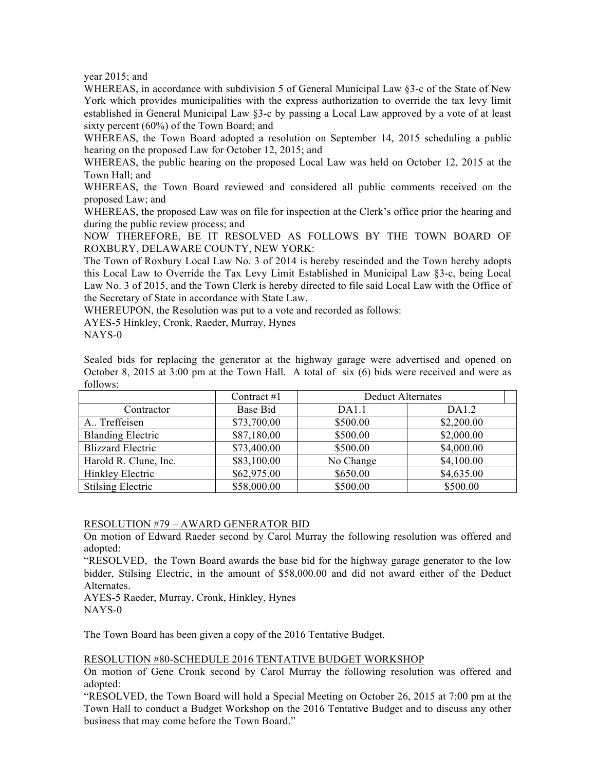year 2015; and

WHEREAS, in accordance with subdivision 5 of General Municipal Law §3-c of the State of New York which provides municipalities with the express authorization to override the tax levy limit established in General Municipal Law §3-c by passing a Local Law approved by a vote of at least sixty percent (60%) of the Town Board; and

WHEREAS, the Town Board adopted a resolution on September 14, 2015 scheduling a public hearing on the proposed Law for October 12, 2015; and

WHEREAS, the public hearing on the proposed Local Law was held on October 12, 2015 at the Town Hall; and

WHEREAS, the Town Board reviewed and considered all public comments received on the proposed Law; and

WHEREAS, the proposed Law was on file for inspection at the Clerk's office prior the hearing and during the public review process; and

NOW THEREFORE, BE IT RESOLVED AS FOLLOWS BY THE TOWN BOARD OF ROXBURY, DELAWARE COUNTY, NEW YORK:

The Town of Roxbury Local Law No. 3 of 2014 is hereby rescinded and the Town hereby adopts this Local Law to Override the Tax Levy Limit Established in Municipal Law §3-c, being Local Law No. 3 of 2015, and the Town Clerk is hereby directed to file said Local Law with the Office of the Secretary of State in accordance with State Law.

WHEREUPON, the Resolution was put to a vote and recorded as follows:

AYES-5 Hinkley, Cronk, Raeder, Murray, Hynes

NAYS-0

Sealed bids for replacing the generator at the highway garage were advertised and opened on October 8, 2015 at 3:00 pm at the Town Hall. A total of six (6) bids were received and were as follows:

| | Contract #1 | Deduct Alternates | |
|---|---|---|---|
| Contractor | Base Bid | DA1.1 | DA1.2 |
| A.. Treffeisen | $73,700.00 | $500.00 | $2,200.00 |
| Blanding Electric | $87,180.00 | $500.00 | $2,000.00 |
| Blizzard Electric | $73,400.00 | $500.00 | $4,000.00 |
| Harold R. Clune, Inc. | $83,100.00 | No Change | $4,100.00 |
| Hinkley Electric | $62,975.00 | $650.00 | $4,635.00 |
| Stilsing Electric | $58,000.00 | $500.00 | $500.00 |

RESOLUTION #79 – AWARD GENERATOR BID

On motion of Edward Raeder second by Carol Murray the following resolution was offered and adopted:

"RESOLVED, the Town Board awards the base bid for the highway garage generator to the low bidder, Stilsing Electric, in the amount of $58,000.00 and did not award either of the Deduct Alternates.

AYES-5 Raeder, Murray, Cronk, Hinkley, Hynes

NAYS-0

The Town Board has been given a copy of the 2016 Tentative Budget.

RESOLUTION #80-SCHEDULE 2016 TENTATIVE BUDGET WORKSHOP

On motion of Gene Cronk second by Carol Murray the following resolution was offered and adopted:

"RESOLVED, the Town Board will hold a Special Meeting on October 26, 2015 at 7:00 pm at the Town Hall to conduct a Budget Workshop on the 2016 Tentative Budget and to discuss any other business that may come before the Town Board."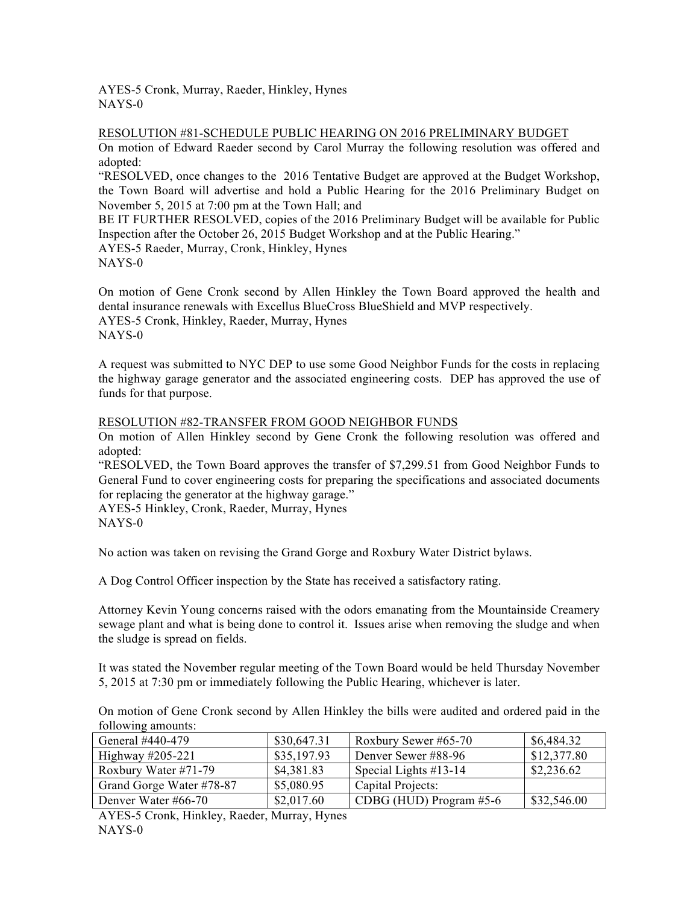AYES-5 Cronk, Murray, Raeder, Hinkley, Hynes
NAYS-0

RESOLUTION #81-SCHEDULE PUBLIC HEARING ON 2016 PRELIMINARY BUDGET

On motion of Edward Raeder second by Carol Murray the following resolution was offered and adopted:

"RESOLVED, once changes to the 2016 Tentative Budget are approved at the Budget Workshop, the Town Board will advertise and hold a Public Hearing for the 2016 Preliminary Budget on November 5, 2015 at 7:00 pm at the Town Hall; and

BE IT FURTHER RESOLVED, copies of the 2016 Preliminary Budget will be available for Public Inspection after the October 26, 2015 Budget Workshop and at the Public Hearing."

AYES-5 Raeder, Murray, Cronk, Hinkley, Hynes
NAYS-0

On motion of Gene Cronk second by Allen Hinkley the Town Board approved the health and dental insurance renewals with Excellus BlueCross BlueShield and MVP respectively.
AYES-5 Cronk, Hinkley, Raeder, Murray, Hynes
NAYS-0

A request was submitted to NYC DEP to use some Good Neighbor Funds for the costs in replacing the highway garage generator and the associated engineering costs. DEP has approved the use of funds for that purpose.

RESOLUTION #82-TRANSFER FROM GOOD NEIGHBOR FUNDS

On motion of Allen Hinkley second by Gene Cronk the following resolution was offered and adopted:

"RESOLVED, the Town Board approves the transfer of $7,299.51 from Good Neighbor Funds to General Fund to cover engineering costs for preparing the specifications and associated documents for replacing the generator at the highway garage."

AYES-5 Hinkley, Cronk, Raeder, Murray, Hynes
NAYS-0

No action was taken on revising the Grand Gorge and Roxbury Water District bylaws.

A Dog Control Officer inspection by the State has received a satisfactory rating.

Attorney Kevin Young concerns raised with the odors emanating from the Mountainside Creamery sewage plant and what is being done to control it. Issues arise when removing the sludge and when the sludge is spread on fields.

It was stated the November regular meeting of the Town Board would be held Thursday November 5, 2015 at 7:30 pm or immediately following the Public Hearing, whichever is later.

On motion of Gene Cronk second by Allen Hinkley the bills were audited and ordered paid in the following amounts:

| General #440-479 | $30,647.31 | Roxbury Sewer #65-70 | $6,484.32 |
|---|---|---|---|
| Highway #205-221 | $35,197.93 | Denver Sewer #88-96 | $12,377.80 |
| Roxbury Water #71-79 | $4,381.83 | Special Lights #13-14 | $2,236.62 |
| Grand Gorge Water #78-87 | $5,080.95 | Capital Projects: | |
| Denver Water #66-70 | $2,017.60 | CDBG (HUD) Program #5-6 | $32,546.00 |

AYES-5 Cronk, Hinkley, Raeder, Murray, Hynes
NAYS-0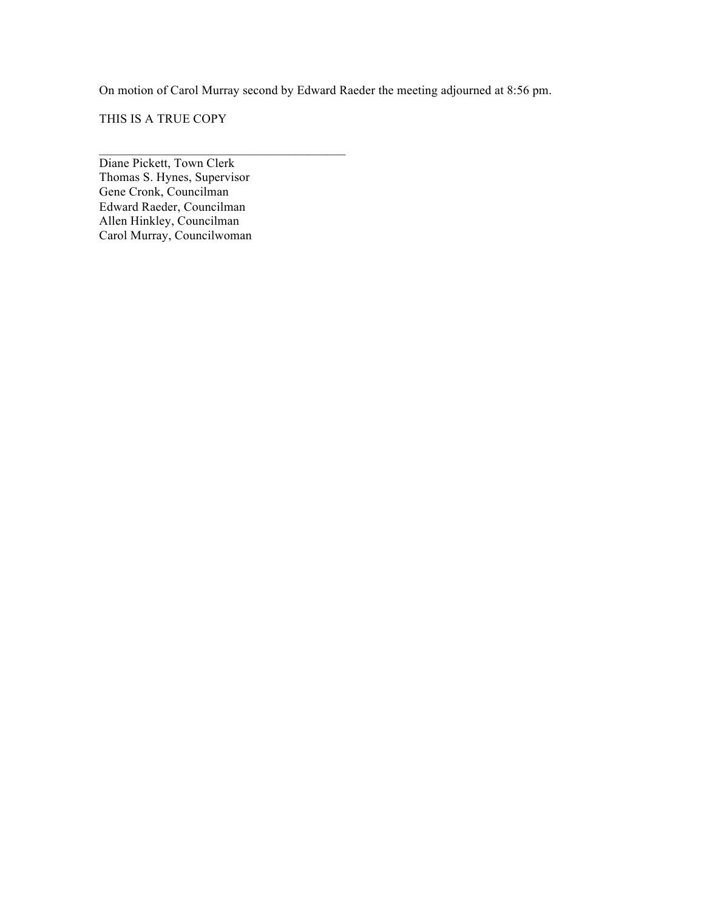On motion of Carol Murray second by Edward Raeder the meeting adjourned at 8:56 pm.

THIS IS A TRUE COPY

\_\_\_\_\_\_\_\_\_\_\_\_\_\_\_\_\_\_\_\_\_\_\_\_\_\_\_\_\_\_\_\_\_\_\_\_\_\_\_\_

Diane Pickett, Town Clerk  
Thomas S. Hynes, Supervisor  
Gene Cronk, Councilman  
Edward Raeder, Councilman  
Allen Hinkley, Councilman  
Carol Murray, Councilwoman